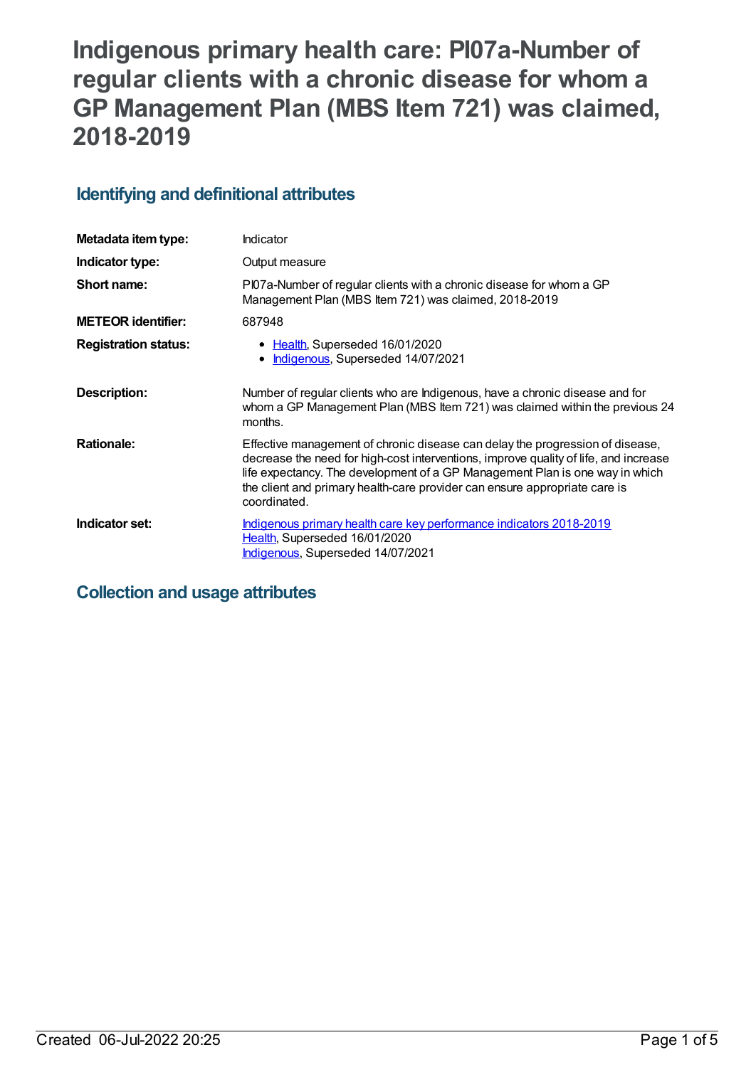# Indigenous primary health care: PI07a-Number of regular clients with a chronic disease for whom a GP Management Plan (MBS Item 721) was claimed, 2018-2019

## Identifying and definitional attributes

| | |
|---|---|
| **Metadata item type:** | Indicator |
| **Indicator type:** | Output measure |
| **Short name:** | PI07a-Number of regular clients with a chronic disease for whom a GP Management Plan (MBS Item 721) was claimed, 2018-2019 |
| **METEOR identifier:** | 687948 |
| **Registration status:** | • Health, Superseded 16/01/2020<br>• Indigenous, Superseded 14/07/2021 |
| **Description:** | Number of regular clients who are Indigenous, have a chronic disease and for whom a GP Management Plan (MBS Item 721) was claimed within the previous 24 months. |
| **Rationale:** | Effective management of chronic disease can delay the progression of disease, decrease the need for high-cost interventions, improve quality of life, and increase life expectancy. The development of a GP Management Plan is one way in which the client and primary health-care provider can ensure appropriate care is coordinated. |
| **Indicator set:** | Indigenous primary health care key performance indicators 2018-2019<br>Health, Superseded 16/01/2020<br>Indigenous, Superseded 14/07/2021 |

## Collection and usage attributes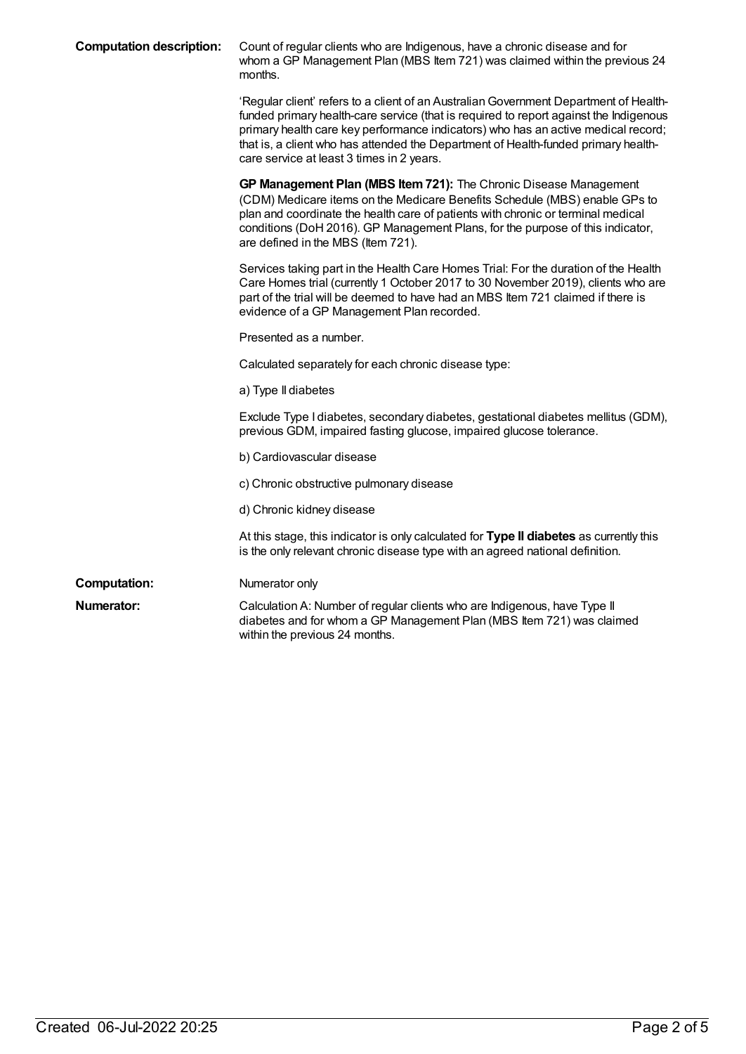**Computation description:** Count of regular clients who are Indigenous, have a chronic disease and for whom a GP Management Plan (MBS Item 721) was claimed within the previous 24 months.

'Regular client' refers to a client of an Australian Government Department of Health-funded primary health-care service (that is required to report against the Indigenous primary health care key performance indicators) who has an active medical record; that is, a client who has attended the Department of Health-funded primary health-care service at least 3 times in 2 years.

**GP Management Plan (MBS Item 721):** The Chronic Disease Management (CDM) Medicare items on the Medicare Benefits Schedule (MBS) enable GPs to plan and coordinate the health care of patients with chronic or terminal medical conditions (DoH 2016). GP Management Plans, for the purpose of this indicator, are defined in the MBS (Item 721).

Services taking part in the Health Care Homes Trial: For the duration of the Health Care Homes trial (currently 1 October 2017 to 30 November 2019), clients who are part of the trial will be deemed to have had an MBS Item 721 claimed if there is evidence of a GP Management Plan recorded.

Presented as a number.

Calculated separately for each chronic disease type:

a) Type II diabetes

Exclude Type I diabetes, secondary diabetes, gestational diabetes mellitus (GDM), previous GDM, impaired fasting glucose, impaired glucose tolerance.

b) Cardiovascular disease

c) Chronic obstructive pulmonary disease

d) Chronic kidney disease

At this stage, this indicator is only calculated for **Type II diabetes** as currently this is the only relevant chronic disease type with an agreed national definition.

**Computation:** Numerator only

**Numerator:** Calculation A: Number of regular clients who are Indigenous, have Type II diabetes and for whom a GP Management Plan (MBS Item 721) was claimed within the previous 24 months.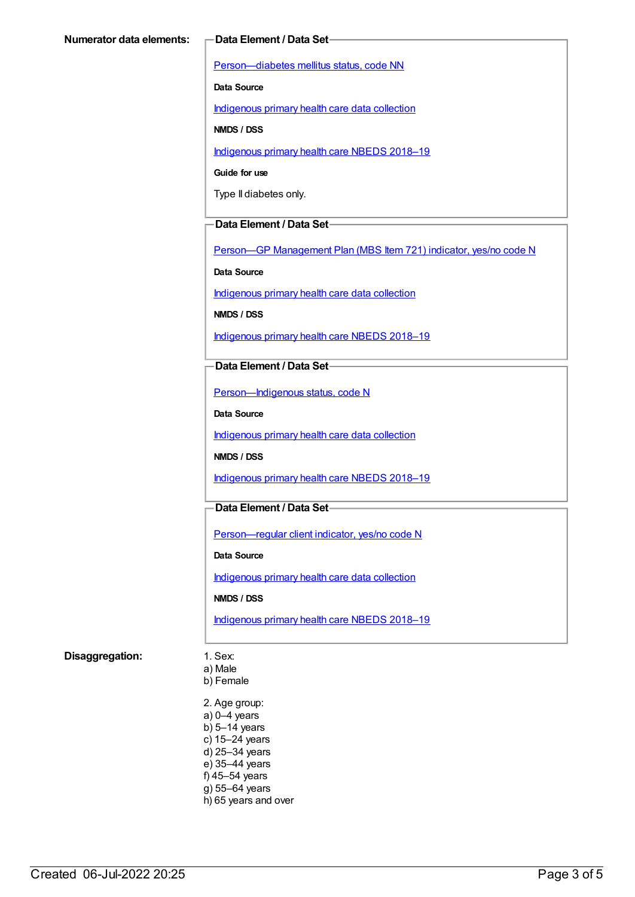**Numerator data elements:**

**Data Element / Data Set**

Person—diabetes mellitus status, code NN

**Data Source**

Indigenous primary health care data collection

**NMDS / DSS**

Indigenous primary health care NBEDS 2018–19

**Guide for use**

Type II diabetes only.

**Data Element / Data Set**

Person—GP Management Plan (MBS Item 721) indicator, yes/no code N

**Data Source**

Indigenous primary health care data collection

**NMDS / DSS**

Indigenous primary health care NBEDS 2018–19

**Data Element / Data Set**

Person—Indigenous status, code N

**Data Source**

Indigenous primary health care data collection

**NMDS / DSS**

Indigenous primary health care NBEDS 2018–19

**Data Element / Data Set**

Person—regular client indicator, yes/no code N

**Data Source**

Indigenous primary health care data collection

**NMDS / DSS**

Indigenous primary health care NBEDS 2018–19

**Disaggregation:**

1. Sex:
a) Male
b) Female

2. Age group:
a) 0–4 years
b) 5–14 years
c) 15–24 years
d) 25–34 years
e) 35–44 years
f) 45–54 years
g) 55–64 years
h) 65 years and over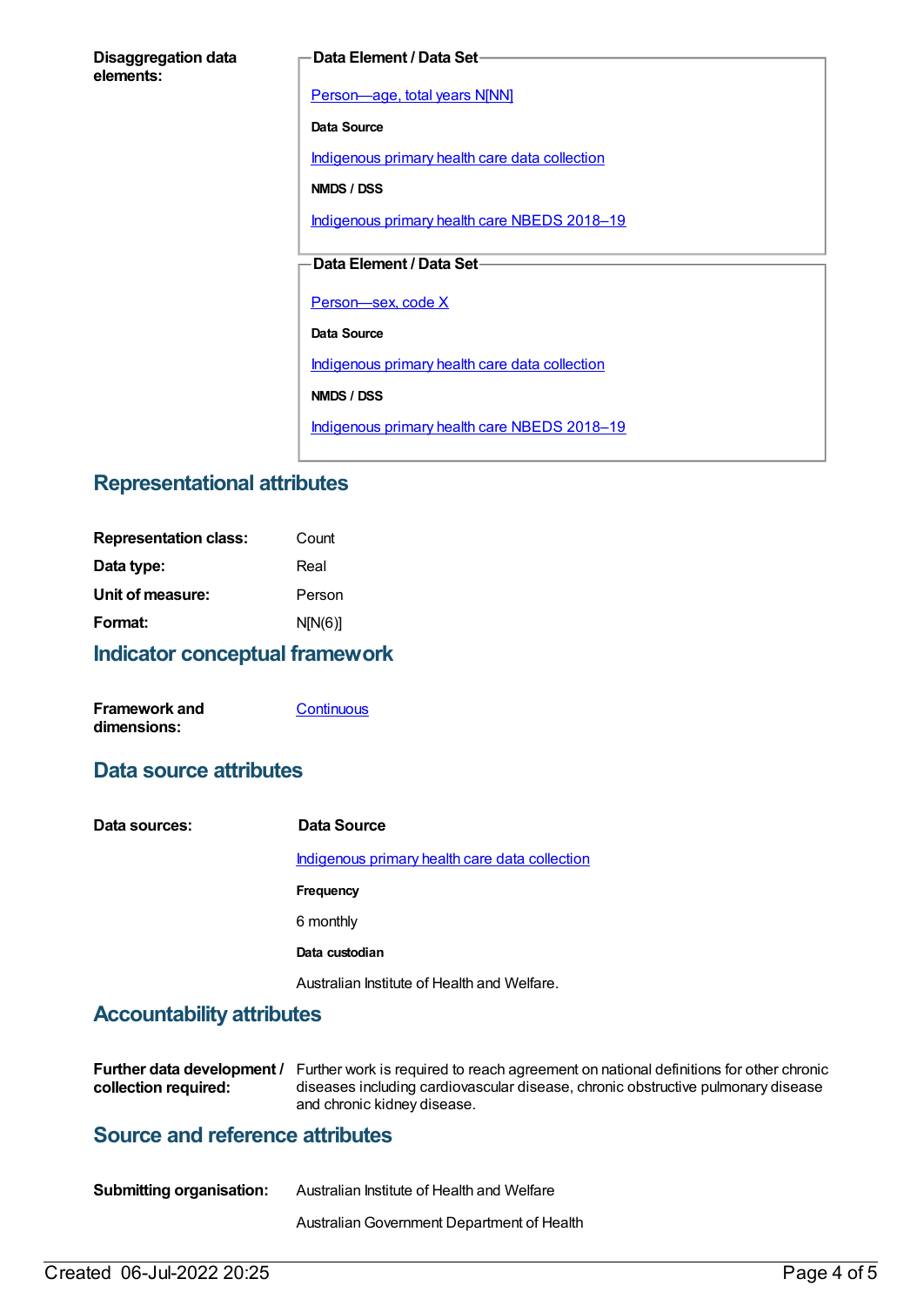**Disaggregation data elements:**

**Data Element / Data Set**

[Person—age, total years N[NN]]

**Data Source**

Indigenous primary health care data collection

**NMDS / DSS**

Indigenous primary health care NBEDS 2018–19

**Data Element / Data Set**

Person—sex, code X

**Data Source**

Indigenous primary health care data collection

**NMDS / DSS**

Indigenous primary health care NBEDS 2018–19

## Representational attributes

| | |
|---|---|
| **Representation class:** | Count |
| **Data type:** | Real |
| **Unit of measure:** | Person |
| **Format:** | N[N(6)] |

## Indicator conceptual framework

**Framework and dimensions:** Continuous

## Data source attributes

**Data sources:**

**Data Source**

Indigenous primary health care data collection

**Frequency**

6 monthly

**Data custodian**

Australian Institute of Health and Welfare.

## Accountability attributes

**Further data development / collection required:** Further work is required to reach agreement on national definitions for other chronic diseases including cardiovascular disease, chronic obstructive pulmonary disease and chronic kidney disease.

## Source and reference attributes

**Submitting organisation:** Australian Institute of Health and Welfare

Australian Government Department of Health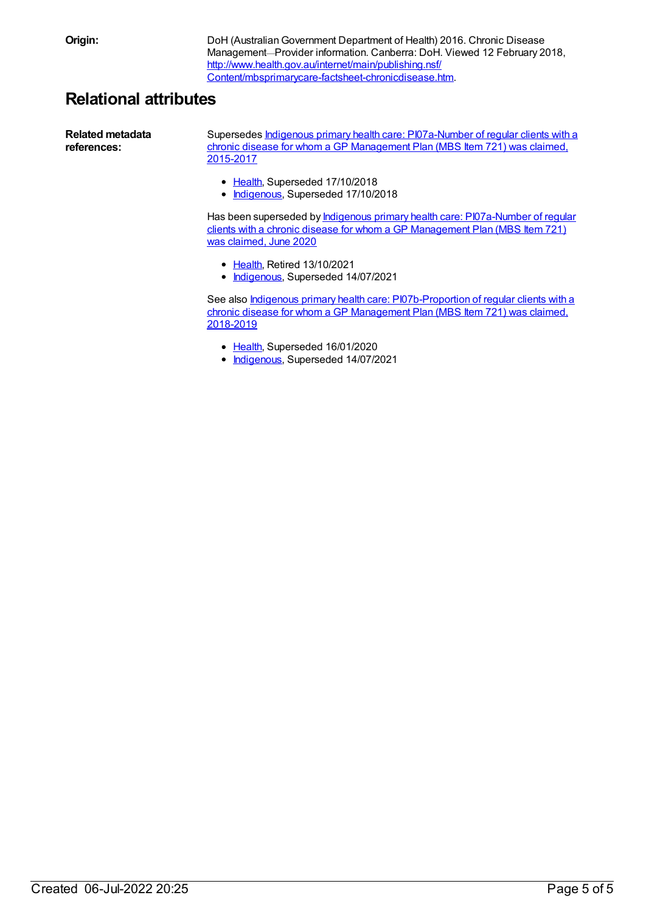**Origin:** DoH (Australian Government Department of Health) 2016. Chronic Disease Management—Provider information. Canberra: DoH. Viewed 12 February 2018, http://www.health.gov.au/internet/main/publishing.nsf/Content/mbsprimarycare-factsheet-chronicdisease.htm.

## Relational attributes

**Related metadata references:**

Supersedes Indigenous primary health care: PI07a-Number of regular clients with a chronic disease for whom a GP Management Plan (MBS Item 721) was claimed, 2015-2017

- Health, Superseded 17/10/2018
- Indigenous, Superseded 17/10/2018

Has been superseded by Indigenous primary health care: PI07a-Number of regular clients with a chronic disease for whom a GP Management Plan (MBS Item 721) was claimed, June 2020

- Health, Retired 13/10/2021
- Indigenous, Superseded 14/07/2021

See also Indigenous primary health care: PI07b-Proportion of regular clients with a chronic disease for whom a GP Management Plan (MBS Item 721) was claimed, 2018-2019

- Health, Superseded 16/01/2020
- Indigenous, Superseded 14/07/2021